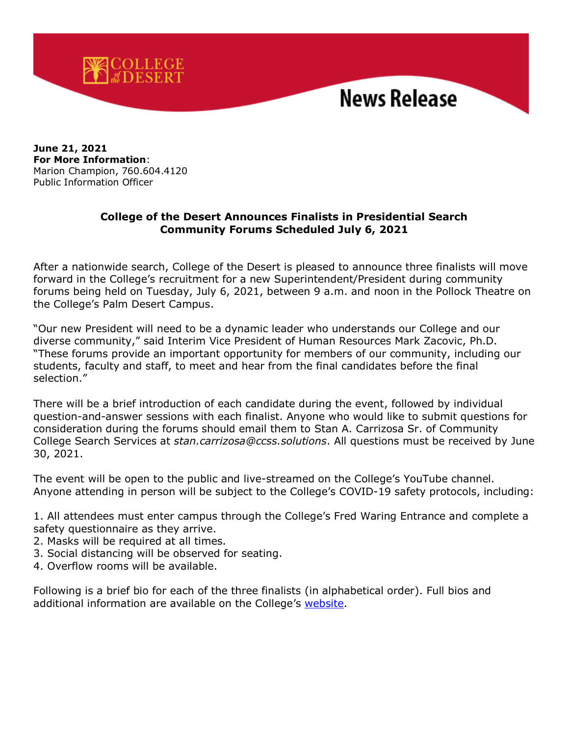# News Release

**June 21, 2021**
**For More Information**:
Marion Champion, 760.604.4120
Public Information Officer

## College of the Desert Announces Finalists in Presidential Search
## Community Forums Scheduled July 6, 2021

After a nationwide search, College of the Desert is pleased to announce three finalists will move forward in the College's recruitment for a new Superintendent/President during community forums being held on Tuesday, July 6, 2021, between 9 a.m. and noon in the Pollock Theatre on the College's Palm Desert Campus.

"Our new President will need to be a dynamic leader who understands our College and our diverse community," said Interim Vice President of Human Resources Mark Zacovic, Ph.D. "These forums provide an important opportunity for members of our community, including our students, faculty and staff, to meet and hear from the final candidates before the final selection."

There will be a brief introduction of each candidate during the event, followed by individual question-and-answer sessions with each finalist. Anyone who would like to submit questions for consideration during the forums should email them to Stan A. Carrizosa Sr. of Community College Search Services at *stan.carrizosa@ccss.solutions*. All questions must be received by June 30, 2021.

The event will be open to the public and live-streamed on the College's YouTube channel. Anyone attending in person will be subject to the College's COVID-19 safety protocols, including:

1. All attendees must enter campus through the College's Fred Waring Entrance and complete a safety questionnaire as they arrive.
2. Masks will be required at all times.
3. Social distancing will be observed for seating.
4. Overflow rooms will be available.

Following is a brief bio for each of the three finalists (in alphabetical order). Full bios and additional information are available on the College's website.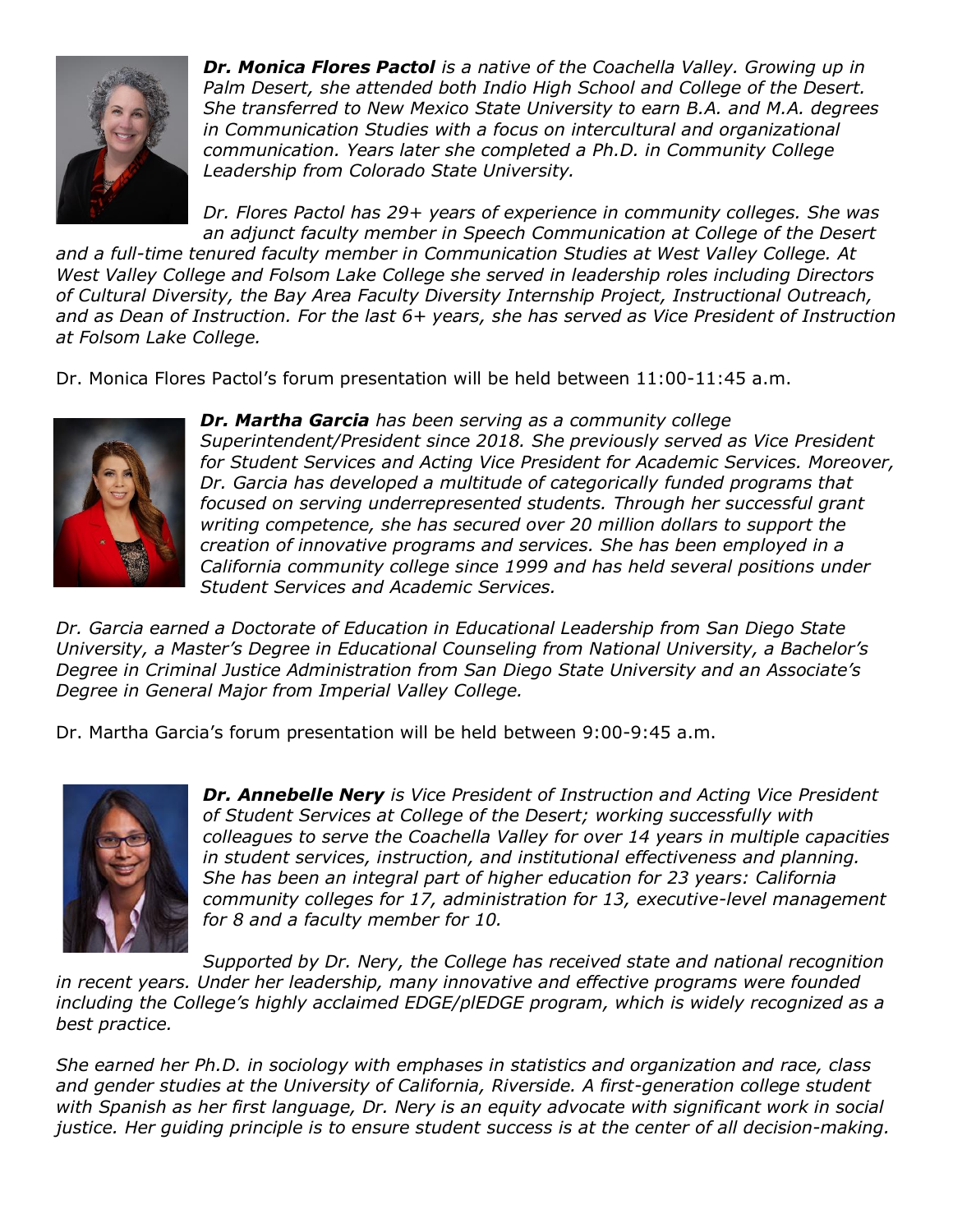***Dr. Monica Flores Pactol*** *is a native of the Coachella Valley. Growing up in Palm Desert, she attended both Indio High School and College of the Desert. She transferred to New Mexico State University to earn B.A. and M.A. degrees in Communication Studies with a focus on intercultural and organizational communication. Years later she completed a Ph.D. in Community College Leadership from Colorado State University.*

*Dr. Flores Pactol has 29+ years of experience in community colleges. She was an adjunct faculty member in Speech Communication at College of the Desert and a full-time tenured faculty member in Communication Studies at West Valley College. At West Valley College and Folsom Lake College she served in leadership roles including Directors of Cultural Diversity, the Bay Area Faculty Diversity Internship Project, Instructional Outreach, and as Dean of Instruction. For the last 6+ years, she has served as Vice President of Instruction at Folsom Lake College.*

Dr. Monica Flores Pactol's forum presentation will be held between 11:00-11:45 a.m.

***Dr. Martha Garcia*** *has been serving as a community college Superintendent/President since 2018. She previously served as Vice President for Student Services and Acting Vice President for Academic Services. Moreover, Dr. Garcia has developed a multitude of categorically funded programs that focused on serving underrepresented students. Through her successful grant writing competence, she has secured over 20 million dollars to support the creation of innovative programs and services. She has been employed in a California community college since 1999 and has held several positions under Student Services and Academic Services.*

*Dr. Garcia earned a Doctorate of Education in Educational Leadership from San Diego State University, a Master's Degree in Educational Counseling from National University, a Bachelor's Degree in Criminal Justice Administration from San Diego State University and an Associate's Degree in General Major from Imperial Valley College.*

Dr. Martha Garcia's forum presentation will be held between 9:00-9:45 a.m.

***Dr. Annebelle Nery*** *is Vice President of Instruction and Acting Vice President of Student Services at College of the Desert; working successfully with colleagues to serve the Coachella Valley for over 14 years in multiple capacities in student services, instruction, and institutional effectiveness and planning. She has been an integral part of higher education for 23 years: California community colleges for 17, administration for 13, executive-level management for 8 and a faculty member for 10.*

*Supported by Dr. Nery, the College has received state and national recognition in recent years. Under her leadership, many innovative and effective programs were founded including the College's highly acclaimed EDGE/plEDGE program, which is widely recognized as a best practice.*

*She earned her Ph.D. in sociology with emphases in statistics and organization and race, class and gender studies at the University of California, Riverside. A first-generation college student with Spanish as her first language, Dr. Nery is an equity advocate with significant work in social justice. Her guiding principle is to ensure student success is at the center of all decision-making.*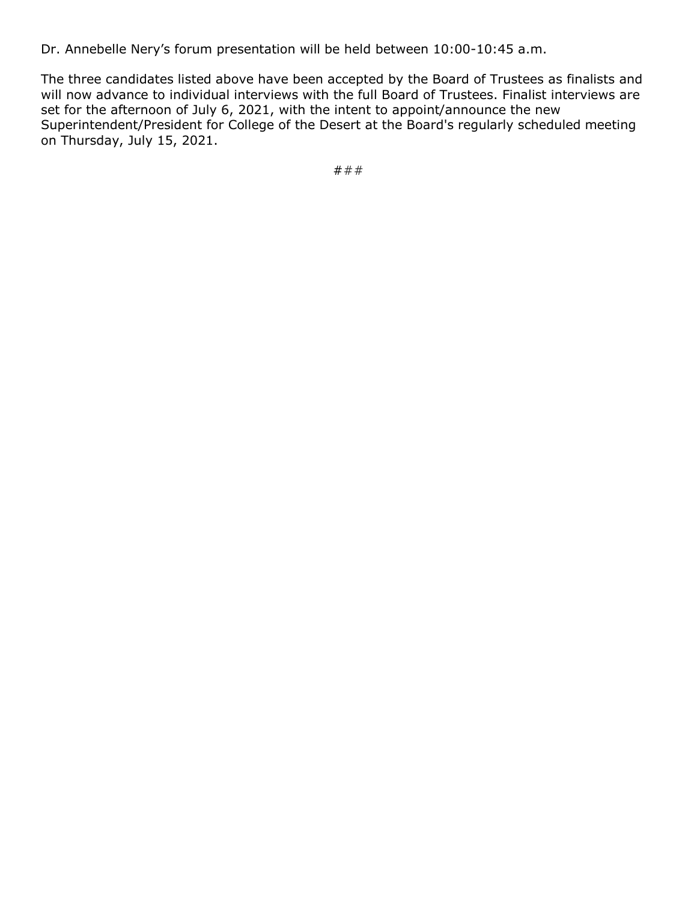Dr. Annebelle Nery's forum presentation will be held between 10:00-10:45 a.m.

The three candidates listed above have been accepted by the Board of Trustees as finalists and will now advance to individual interviews with the full Board of Trustees. Finalist interviews are set for the afternoon of July 6, 2021, with the intent to appoint/announce the new Superintendent/President for College of the Desert at the Board's regularly scheduled meeting on Thursday, July 15, 2021.

###